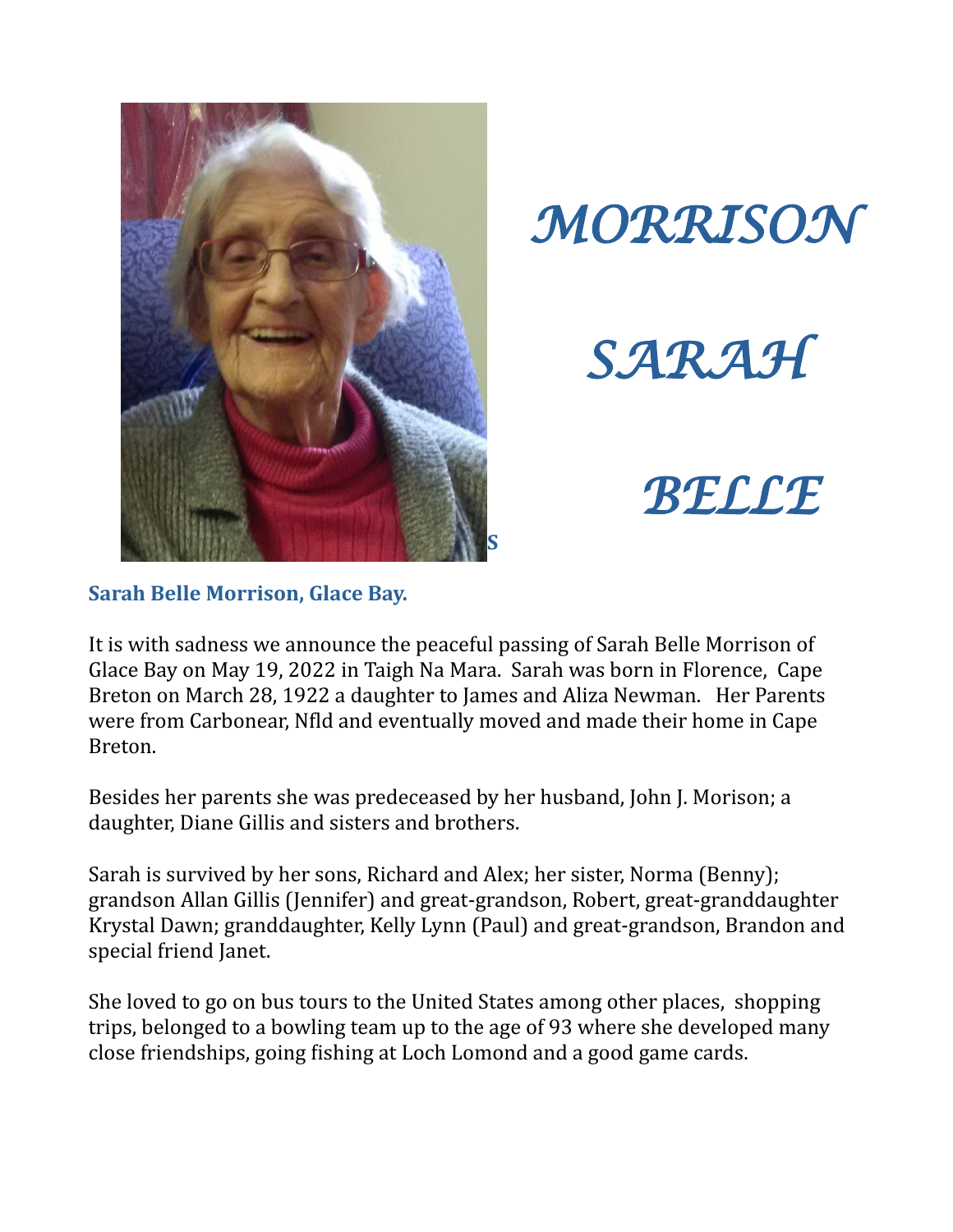# *MORRISON*

# *SARAH*

# *BELLE*

S

**Sarah Belle Morrison, Glace Bay.**

It is with sadness we announce the peaceful passing of Sarah Belle Morrison of Glace Bay on May 19, 2022 in Taigh Na Mara. Sarah was born in Florence, Cape Breton on March 28, 1922 a daughter to James and Aliza Newman. Her Parents were from Carbonear, Nfld and eventually moved and made their home in Cape Breton.

Besides her parents she was predeceased by her husband, John J. Morison; a daughter, Diane Gillis and sisters and brothers.

Sarah is survived by her sons, Richard and Alex; her sister, Norma (Benny); grandson Allan Gillis (Jennifer) and great-grandson, Robert, great-granddaughter Krystal Dawn; granddaughter, Kelly Lynn (Paul) and great-grandson, Brandon and special friend Janet.

She loved to go on bus tours to the United States among other places, shopping trips, belonged to a bowling team up to the age of 93 where she developed many close friendships, going fishing at Loch Lomond and a good game cards.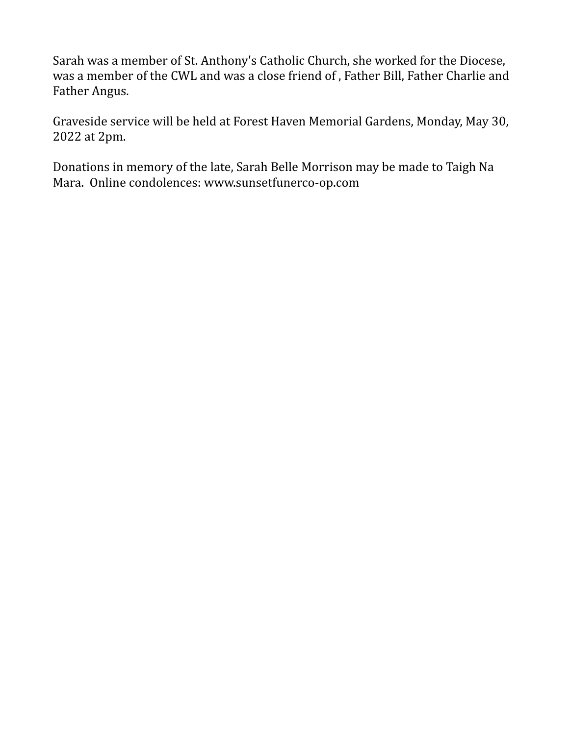Sarah was a member of St. Anthony's Catholic Church, she worked for the Diocese, was a member of the CWL and was a close friend of , Father Bill, Father Charlie and Father Angus.

Graveside service will be held at Forest Haven Memorial Gardens, Monday, May 30, 2022 at 2pm.

Donations in memory of the late, Sarah Belle Morrison may be made to Taigh Na Mara. Online condolences: www.sunsetfunerco-op.com